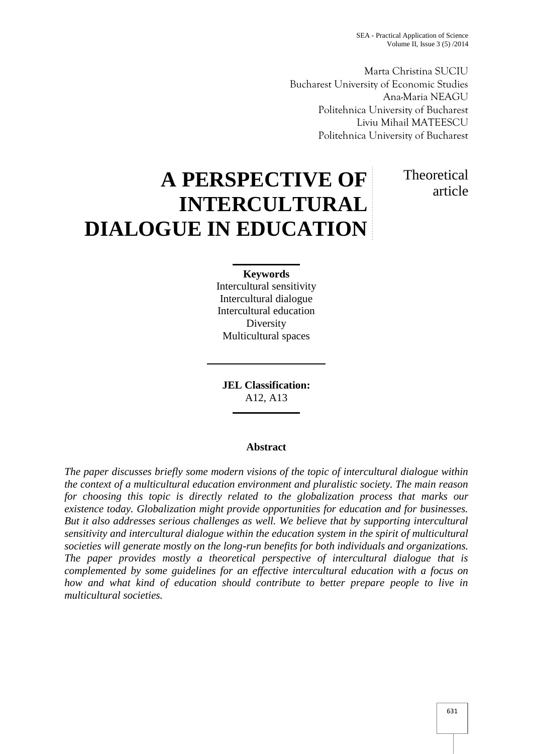Marta Christina SUCIU
Bucharest University of Economic Studies
Ana-Maria NEAGU
Politehnica University of Bucharest
Liviu Mihail MATEESCU
Politehnica University of Bucharest

# A PERSPECTIVE OF INTERCULTURAL DIALOGUE IN EDUCATION

Theoretical article

**Keywords**
Intercultural sensitivity
Intercultural dialogue
Intercultural education
Diversity
Multicultural spaces

**JEL Classification:**
A12, A13

**Abstract**

*The paper discusses briefly some modern visions of the topic of intercultural dialogue within the context of a multicultural education environment and pluralistic society. The main reason for choosing this topic is directly related to the globalization process that marks our existence today. Globalization might provide opportunities for education and for businesses. But it also addresses serious challenges as well. We believe that by supporting intercultural sensitivity and intercultural dialogue within the education system in the spirit of multicultural societies will generate mostly on the long-run benefits for both individuals and organizations. The paper provides mostly a theoretical perspective of intercultural dialogue that is complemented by some guidelines for an effective intercultural education with a focus on how and what kind of education should contribute to better prepare people to live in multicultural societies.*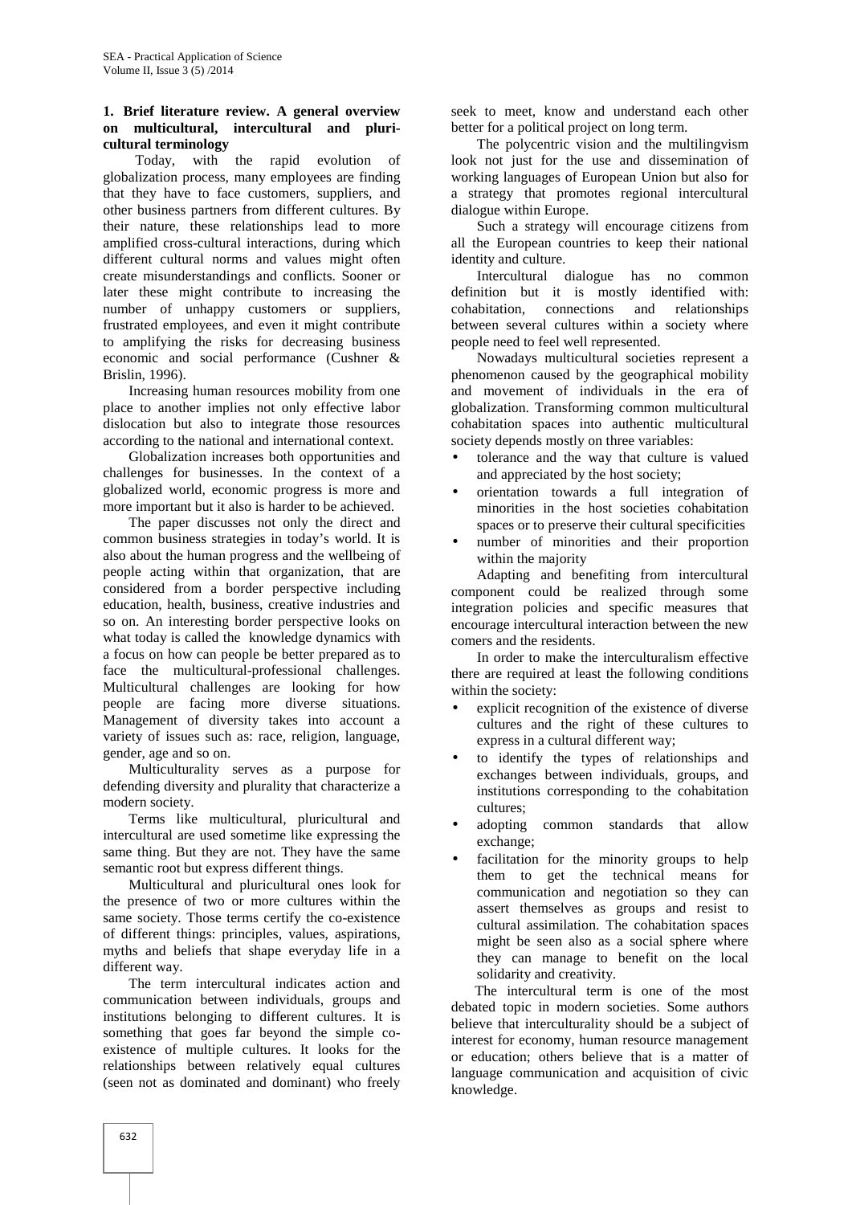## 1. Brief literature review. A general overview on multicultural, intercultural and pluri-cultural terminology

Today, with the rapid evolution of globalization process, many employees are finding that they have to face customers, suppliers, and other business partners from different cultures. By their nature, these relationships lead to more amplified cross-cultural interactions, during which different cultural norms and values might often create misunderstandings and conflicts. Sooner or later these might contribute to increasing the number of unhappy customers or suppliers, frustrated employees, and even it might contribute to amplifying the risks for decreasing business economic and social performance (Cushner & Brislin, 1996).

Increasing human resources mobility from one place to another implies not only effective labor dislocation but also to integrate those resources according to the national and international context.

Globalization increases both opportunities and challenges for businesses. In the context of a globalized world, economic progress is more and more important but it also is harder to be achieved.

The paper discusses not only the direct and common business strategies in today's world. It is also about the human progress and the wellbeing of people acting within that organization, that are considered from a border perspective including education, health, business, creative industries and so on. An interesting border perspective looks on what today is called the knowledge dynamics with a focus on how can people be better prepared as to face the multicultural-professional challenges. Multicultural challenges are looking for how people are facing more diverse situations. Management of diversity takes into account a variety of issues such as: race, religion, language, gender, age and so on.

Multiculturality serves as a purpose for defending diversity and plurality that characterize a modern society.

Terms like multicultural, pluricultural and intercultural are used sometime like expressing the same thing. But they are not. They have the same semantic root but express different things.

Multicultural and pluricultural ones look for the presence of two or more cultures within the same society. Those terms certify the co-existence of different things: principles, values, aspirations, myths and beliefs that shape everyday life in a different way.

The term intercultural indicates action and communication between individuals, groups and institutions belonging to different cultures. It is something that goes far beyond the simple co-existence of multiple cultures. It looks for the relationships between relatively equal cultures (seen not as dominated and dominant) who freely seek to meet, know and understand each other better for a political project on long term.

The polycentric vision and the multilingvism look not just for the use and dissemination of working languages of European Union but also for a strategy that promotes regional intercultural dialogue within Europe.

Such a strategy will encourage citizens from all the European countries to keep their national identity and culture.

Intercultural dialogue has no common definition but it is mostly identified with: cohabitation, connections and relationships between several cultures within a society where people need to feel well represented.

Nowadays multicultural societies represent a phenomenon caused by the geographical mobility and movement of individuals in the era of globalization. Transforming common multicultural cohabitation spaces into authentic multicultural society depends mostly on three variables:

- tolerance and the way that culture is valued and appreciated by the host society;
- orientation towards a full integration of minorities in the host societies cohabitation spaces or to preserve their cultural specificities
- number of minorities and their proportion within the majority

Adapting and benefiting from intercultural component could be realized through some integration policies and specific measures that encourage intercultural interaction between the new comers and the residents.

In order to make the interculturalism effective there are required at least the following conditions within the society:

- explicit recognition of the existence of diverse cultures and the right of these cultures to express in a cultural different way;
- to identify the types of relationships and exchanges between individuals, groups, and institutions corresponding to the cohabitation cultures;
- adopting common standards that allow exchange;
- facilitation for the minority groups to help them to get the technical means for communication and negotiation so they can assert themselves as groups and resist to cultural assimilation. The cohabitation spaces might be seen also as a social sphere where they can manage to benefit on the local solidarity and creativity.

The intercultural term is one of the most debated topic in modern societies. Some authors believe that interculturality should be a subject of interest for economy, human resource management or education; others believe that is a matter of language communication and acquisition of civic knowledge.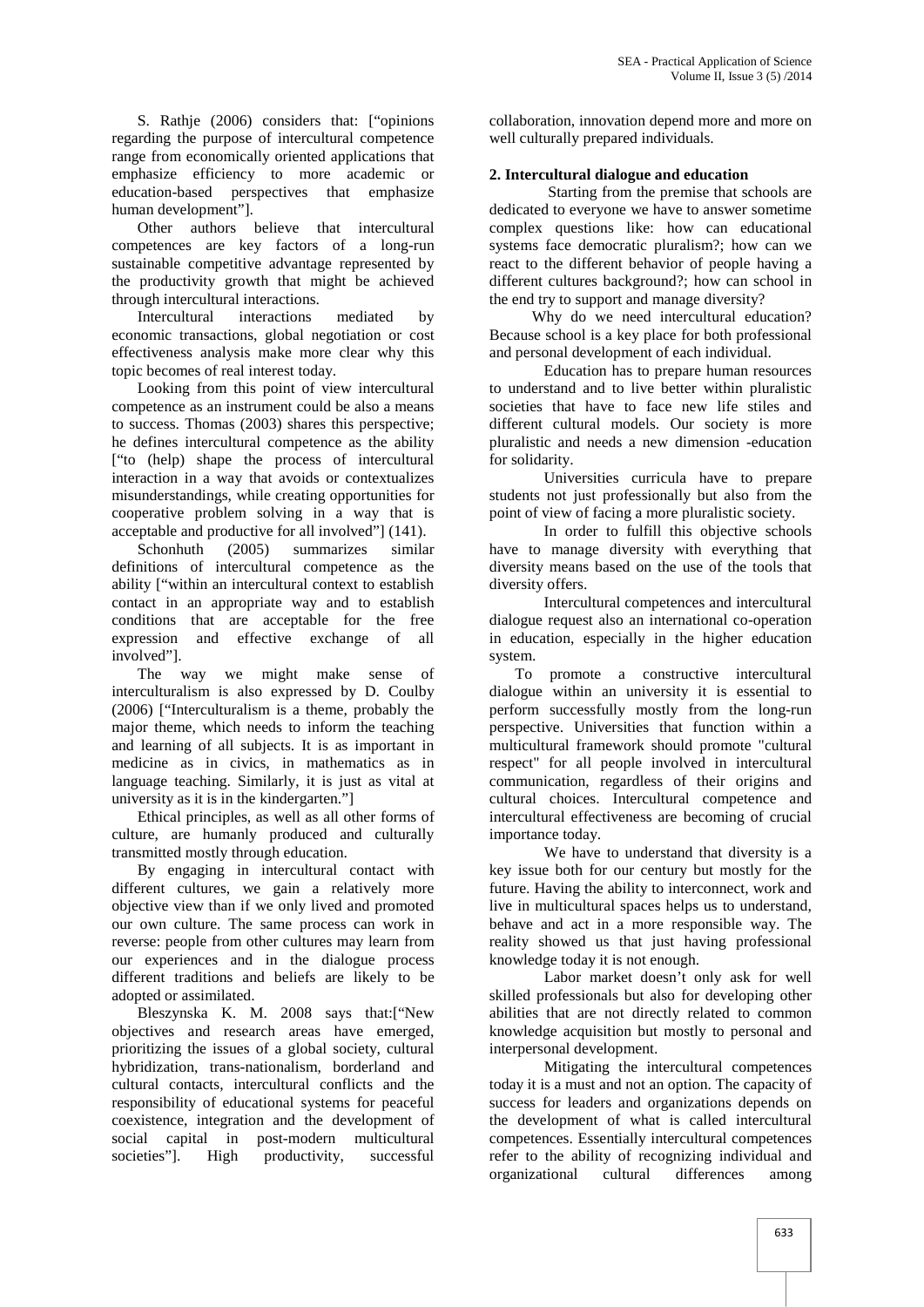S. Rathje (2006) considers that: ["opinions regarding the purpose of intercultural competence range from economically oriented applications that emphasize efficiency to more academic or education-based perspectives that emphasize human development"].

Other authors believe that intercultural competences are key factors of a long-run sustainable competitive advantage represented by the productivity growth that might be achieved through intercultural interactions.

Intercultural interactions mediated by economic transactions, global negotiation or cost effectiveness analysis make more clear why this topic becomes of real interest today.

Looking from this point of view intercultural competence as an instrument could be also a means to success. Thomas (2003) shares this perspective; he defines intercultural competence as the ability ["to (help) shape the process of intercultural interaction in a way that avoids or contextualizes misunderstandings, while creating opportunities for cooperative problem solving in a way that is acceptable and productive for all involved"] (141).

Schonhuth (2005) summarizes similar definitions of intercultural competence as the ability ["within an intercultural context to establish contact in an appropriate way and to establish conditions that are acceptable for the free expression and effective exchange of all involved"].

The way we might make sense of interculturalism is also expressed by D. Coulby (2006) ["Interculturalism is a theme, probably the major theme, which needs to inform the teaching and learning of all subjects. It is as important in medicine as in civics, in mathematics as in language teaching. Similarly, it is just as vital at university as it is in the kindergarten."]

Ethical principles, as well as all other forms of culture, are humanly produced and culturally transmitted mostly through education.

By engaging in intercultural contact with different cultures, we gain a relatively more objective view than if we only lived and promoted our own culture. The same process can work in reverse: people from other cultures may learn from our experiences and in the dialogue process different traditions and beliefs are likely to be adopted or assimilated.

Bleszynska K. M. 2008 says that:["New objectives and research areas have emerged, prioritizing the issues of a global society, cultural hybridization, trans-nationalism, borderland and cultural contacts, intercultural conflicts and the responsibility of educational systems for peaceful coexistence, integration and the development of social capital in post-modern multicultural societies"]. High productivity, successful collaboration, innovation depend more and more on well culturally prepared individuals.

## 2. Intercultural dialogue and education

Starting from the premise that schools are dedicated to everyone we have to answer sometime complex questions like: how can educational systems face democratic pluralism?; how can we react to the different behavior of people having a different cultures background?; how can school in the end try to support and manage diversity?

Why do we need intercultural education? Because school is a key place for both professional and personal development of each individual.

Education has to prepare human resources to understand and to live better within pluralistic societies that have to face new life stiles and different cultural models. Our society is more pluralistic and needs a new dimension -education for solidarity.

Universities curricula have to prepare students not just professionally but also from the point of view of facing a more pluralistic society.

In order to fulfill this objective schools have to manage diversity with everything that diversity means based on the use of the tools that diversity offers.

Intercultural competences and intercultural dialogue request also an international co-operation in education, especially in the higher education system.

To promote a constructive intercultural dialogue within an university it is essential to perform successfully mostly from the long-run perspective. Universities that function within a multicultural framework should promote "cultural respect" for all people involved in intercultural communication, regardless of their origins and cultural choices. Intercultural competence and intercultural effectiveness are becoming of crucial importance today.

We have to understand that diversity is a key issue both for our century but mostly for the future. Having the ability to interconnect, work and live in multicultural spaces helps us to understand, behave and act in a more responsible way. The reality showed us that just having professional knowledge today it is not enough.

Labor market doesn't only ask for well skilled professionals but also for developing other abilities that are not directly related to common knowledge acquisition but mostly to personal and interpersonal development.

Mitigating the intercultural competences today it is a must and not an option. The capacity of success for leaders and organizations depends on the development of what is called intercultural competences. Essentially intercultural competences refer to the ability of recognizing individual and organizational cultural differences among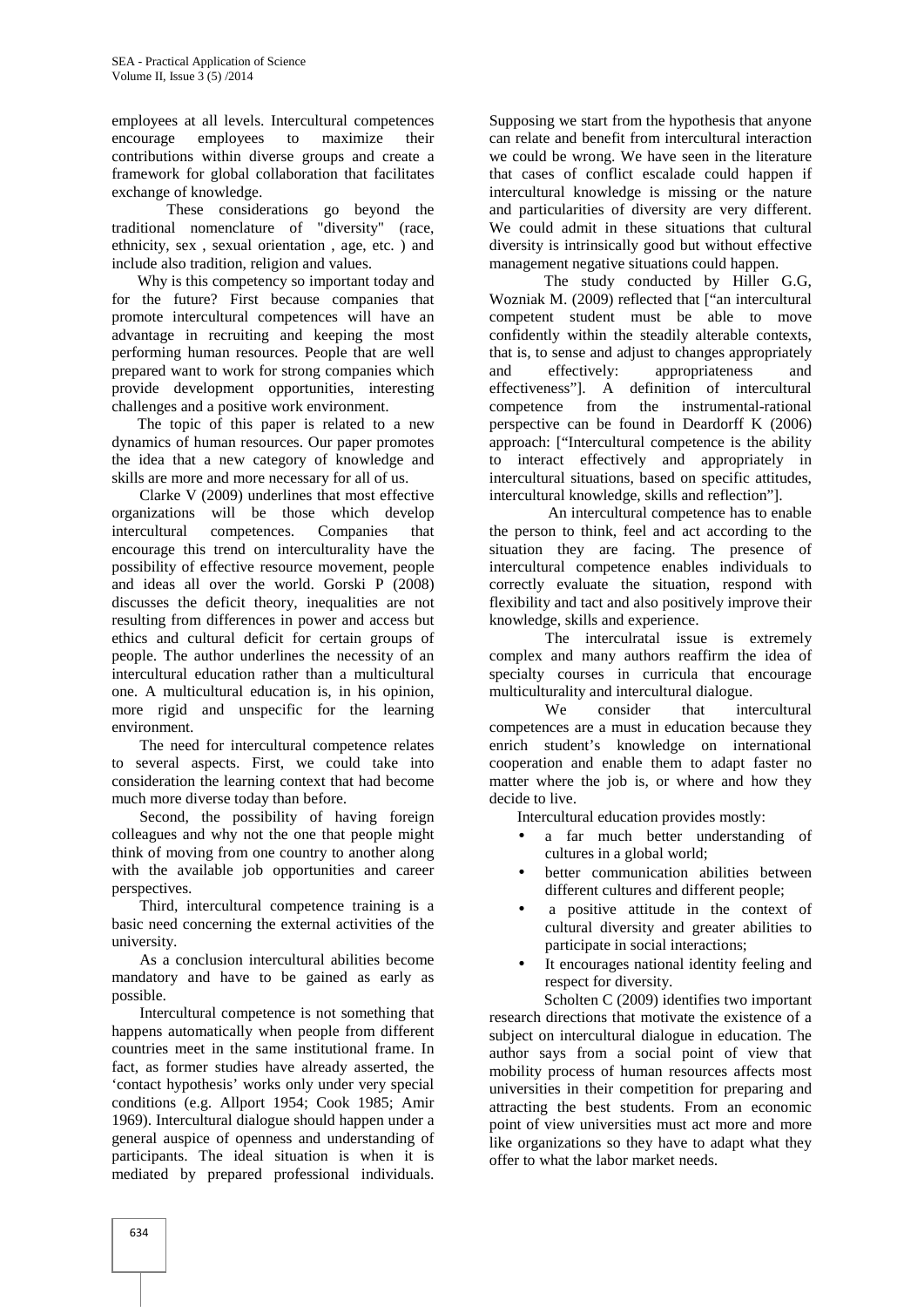employees at all levels. Intercultural competences encourage employees to maximize their contributions within diverse groups and create a framework for global collaboration that facilitates exchange of knowledge.

These considerations go beyond the traditional nomenclature of "diversity" (race, ethnicity, sex , sexual orientation , age, etc. ) and include also tradition, religion and values.

Why is this competency so important today and for the future? First because companies that promote intercultural competences will have an advantage in recruiting and keeping the most performing human resources. People that are well prepared want to work for strong companies which provide development opportunities, interesting challenges and a positive work environment.

The topic of this paper is related to a new dynamics of human resources. Our paper promotes the idea that a new category of knowledge and skills are more and more necessary for all of us.

Clarke V (2009) underlines that most effective organizations will be those which develop intercultural competences. Companies that encourage this trend on interculturality have the possibility of effective resource movement, people and ideas all over the world. Gorski P (2008) discusses the deficit theory, inequalities are not resulting from differences in power and access but ethics and cultural deficit for certain groups of people. The author underlines the necessity of an intercultural education rather than a multicultural one. A multicultural education is, in his opinion, more rigid and unspecific for the learning environment.

The need for intercultural competence relates to several aspects. First, we could take into consideration the learning context that had become much more diverse today than before.

Second, the possibility of having foreign colleagues and why not the one that people might think of moving from one country to another along with the available job opportunities and career perspectives.

Third, intercultural competence training is a basic need concerning the external activities of the university.

As a conclusion intercultural abilities become mandatory and have to be gained as early as possible.

Intercultural competence is not something that happens automatically when people from different countries meet in the same institutional frame. In fact, as former studies have already asserted, the 'contact hypothesis' works only under very special conditions (e.g. Allport 1954; Cook 1985; Amir 1969). Intercultural dialogue should happen under a general auspice of openness and understanding of participants. The ideal situation is when it is mediated by prepared professional individuals. Supposing we start from the hypothesis that anyone can relate and benefit from intercultural interaction we could be wrong. We have seen in the literature that cases of conflict escalade could happen if intercultural knowledge is missing or the nature and particularities of diversity are very different. We could admit in these situations that cultural diversity is intrinsically good but without effective management negative situations could happen.

The study conducted by Hiller G.G, Wozniak M. (2009) reflected that ["an intercultural competent student must be able to move confidently within the steadily alterable contexts, that is, to sense and adjust to changes appropriately and effectively: appropriateness and effectiveness"]. A definition of intercultural competence from the instrumental-rational perspective can be found in Deardorff K (2006) approach: ["Intercultural competence is the ability to interact effectively and appropriately in intercultural situations, based on specific attitudes, intercultural knowledge, skills and reflection"].

An intercultural competence has to enable the person to think, feel and act according to the situation they are facing. The presence of intercultural competence enables individuals to correctly evaluate the situation, respond with flexibility and tact and also positively improve their knowledge, skills and experience.

The interculratal issue is extremely complex and many authors reaffirm the idea of specialty courses in curricula that encourage multiculturality and intercultural dialogue.

We consider that intercultural competences are a must in education because they enrich student's knowledge on international cooperation and enable them to adapt faster no matter where the job is, or where and how they decide to live.

Intercultural education provides mostly:

- a far much better understanding of cultures in a global world;
- better communication abilities between different cultures and different people;
- a positive attitude in the context of cultural diversity and greater abilities to participate in social interactions;
- It encourages national identity feeling and respect for diversity.

Scholten C (2009) identifies two important research directions that motivate the existence of a subject on intercultural dialogue in education. The author says from a social point of view that mobility process of human resources affects most universities in their competition for preparing and attracting the best students. From an economic point of view universities must act more and more like organizations so they have to adapt what they offer to what the labor market needs.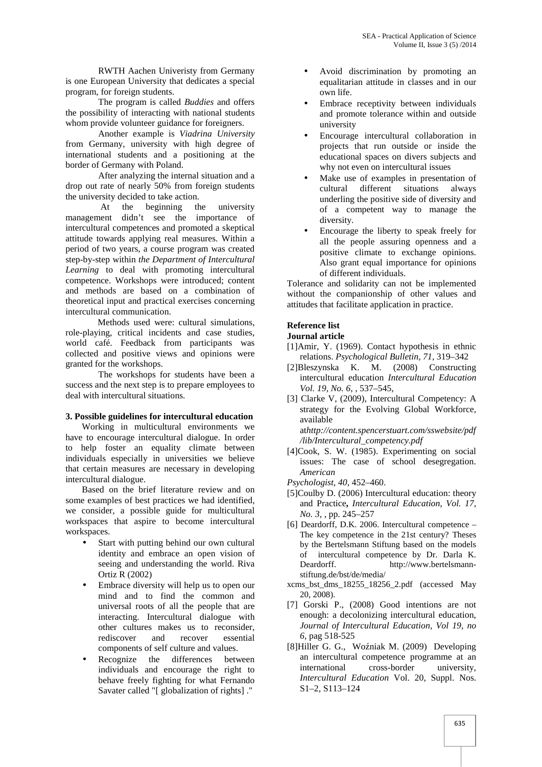RWTH Aachen Univeristy from Germany is one European University that dedicates a special program, for foreign students.

The program is called *Buddies* and offers the possibility of interacting with national students whom provide volunteer guidance for foreigners.

Another example is *Viadrina University* from Germany, university with high degree of international students and a positioning at the border of Germany with Poland.

After analyzing the internal situation and a drop out rate of nearly 50% from foreign students the university decided to take action.

At the beginning the university management didn't see the importance of intercultural competences and promoted a skeptical attitude towards applying real measures. Within a period of two years, a course program was created step-by-step within *the Department of Intercultural Learning* to deal with promoting intercultural competence. Workshops were introduced; content and methods are based on a combination of theoretical input and practical exercises concerning intercultural communication.

Methods used were: cultural simulations, role-playing, critical incidents and case studies, world café. Feedback from participants was collected and positive views and opinions were granted for the workshops.

The workshops for students have been a success and the next step is to prepare employees to deal with intercultural situations.

**3. Possible guidelines for intercultural education**

Working in multicultural environments we have to encourage intercultural dialogue. In order to help foster an equality climate between individuals especially in universities we believe that certain measures are necessary in developing intercultural dialogue.

Based on the brief literature review and on some examples of best practices we had identified, we consider, a possible guide for multicultural workspaces that aspire to become intercultural workspaces.

- Start with putting behind our own cultural identity and embrace an open vision of seeing and understanding the world. Riva Ortiz R (2002)
- Embrace diversity will help us to open our mind and to find the common and universal roots of all the people that are interacting. Intercultural dialogue with other cultures makes us to reconsider, rediscover and recover essential components of self culture and values.
- Recognize the differences between individuals and encourage the right to behave freely fighting for what Fernando Savater called "[ globalization of rights] ."
- Avoid discrimination by promoting an equalitarian attitude in classes and in our own life.
- Embrace receptivity between individuals and promote tolerance within and outside university
- Encourage intercultural collaboration in projects that run outside or inside the educational spaces on divers subjects and why not even on intercultural issues
- Make use of examples in presentation of cultural different situations always underling the positive side of diversity and of a competent way to manage the diversity.
- Encourage the liberty to speak freely for all the people assuring openness and a positive climate to exchange opinions. Also grant equal importance for opinions of different individuals.

Tolerance and solidarity can not be implemented without the companionship of other values and attitudes that facilitate application in practice.

**Reference list**

**Journal article**

[1]Amir, Y. (1969). Contact hypothesis in ethnic relations. *Psychological Bulletin*, *71*, 319–342

[2]Bleszynska K. M. (2008) Constructing intercultural education *Intercultural Education Vol. 19, No. 6*, , 537–545,

[3] Clarke V, (2009), Intercultural Competency: A strategy for the Evolving Global Workforce, available at*http://content.spencerstuart.com/sswebsite/pdf/lib/Intercultural_competency.pdf*

[4]Cook, S. W. (1985). Experimenting on social issues: The case of school desegregation. *American Psychologist*, *40*, 452–460.

[5]Coulby D. (2006) Intercultural education: theory and Practice**,** *Intercultural Education*, *Vol. 17, No. 3*, , pp. 245–257

[6] Deardorff, D.K. 2006. Intercultural competence – The key competence in the 21st century? Theses by the Bertelsmann Stiftung based on the models of intercultural competence by Dr. Darla K. Deardorff. http://www.bertelsmann-stiftung.de/bst/de/media/xcms_bst_dms_18255_18256_2.pdf (accessed May 20, 2008).

[7] Gorski P., (2008) Good intentions are not enough: a decolonizing intercultural education, *Journal of Intercultural Education, Vol 19, no 6*, pag 518-525

[8]Hiller G. G., Woźniak M. (2009) Developing an intercultural competence programme at an international cross-border university, *Intercultural Education* Vol. 20, Suppl. Nos. S1–2, S113–124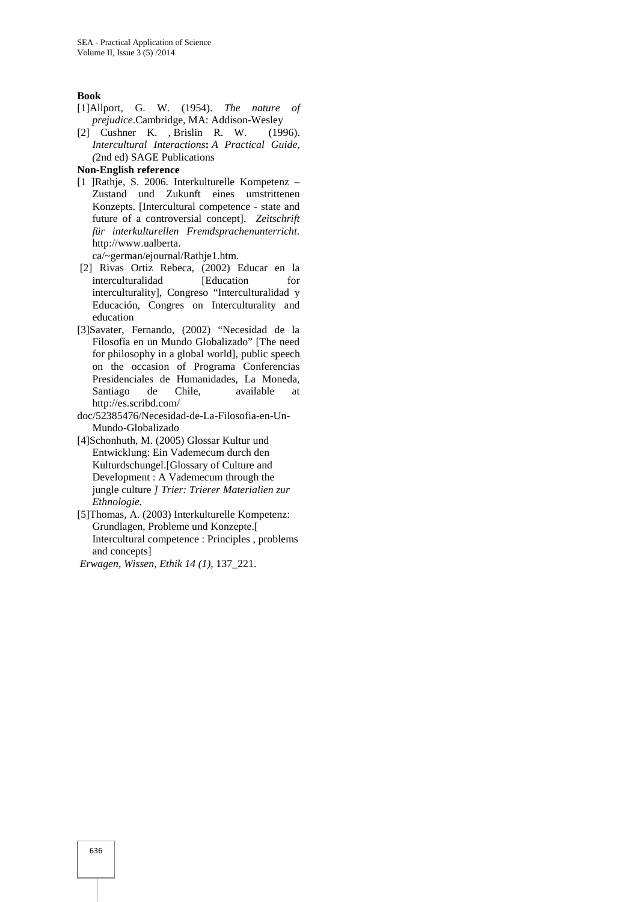**Book**

[1]Allport, G. W. (1954). *The nature of prejudice*.Cambridge, MA: Addison-Wesley

[2] Cushner K. , Brislin R. W. (1996). *Intercultural Interactions***:** *A Practical Guide, (*2nd ed) SAGE Publications

**Non-English reference**

[1 ]Rathje, S. 2006. Interkulturelle Kompetenz – Zustand und Zukunft eines umstrittenen Konzepts. [Intercultural competence - state and future of a controversial concept]. *Zeitschrift für interkulturellen Fremdsprachenunterricht.* http://www.ualberta.ca/~german/ejournal/Rathje1.htm.

[2] Rivas Ortiz Rebeca, (2002) Educar en la interculturalidad [Education for interculturality], Congreso "Interculturalidad y Educación, Congres on Interculturality and education

[3]Savater, Fernando, (2002) "Necesidad de la Filosofía en un Mundo Globalizado" [The need for philosophy in a global world], public speech on the occasion of Programa Conferencias Presidenciales de Humanidades, La Moneda, Santiago de Chile, available at http://es.scribd.com/doc/52385476/Necesidad-de-La-Filosofia-en-Un-Mundo-Globalizado

[4]Schonhuth, M. (2005) Glossar Kultur und Entwicklung: Ein Vademecum durch den Kulturdschungel.[Glossary of Culture and Development : A Vademecum through the jungle culture *] Trier: Trierer Materialien zur Ethnologie.*

[5]Thomas, A. (2003) Interkulturelle Kompetenz: Grundlagen, Probleme und Konzepte.[ Intercultural competence : Principles , problems and concepts]

*Erwagen, Wissen, Ethik 14 (1),* 137_221.